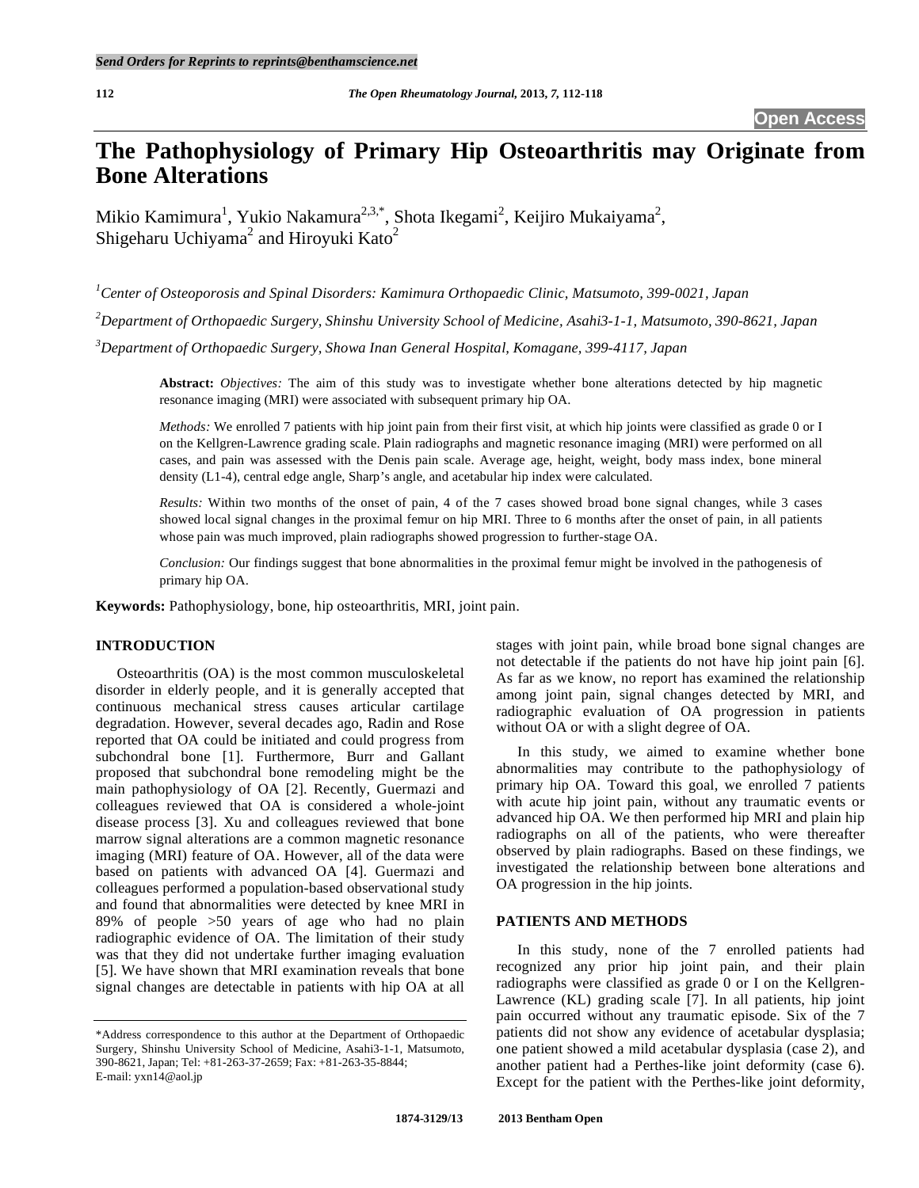Send Orders for Reprints to reprints@benthamscience.net

Open Access

# The Pathophysiology of Primary Hip Osteoarthritis may Originate from Bone Alterations

Mikio Kamimura[1], Yukio Nakamura[2,3,*], Shota Ikegami[2], Keijiro Mukaiyama[2], Shigeharu Uchiyama[2] and Hiroyuki Kato[2]

[1]*Center of Osteoporosis and Spinal Disorders: Kamimura Orthopaedic Clinic, Matsumoto, 399-0021, Japan*

[2]*Department of Orthopaedic Surgery, Shinshu University School of Medicine, Asahi3-1-1, Matsumoto, 390-8621, Japan*

[3]*Department of Orthopaedic Surgery, Showa Inan General Hospital, Komagane, 399-4117, Japan*

**Abstract:** *Objectives:* The aim of this study was to investigate whether bone alterations detected by hip magnetic resonance imaging (MRI) were associated with subsequent primary hip OA.

*Methods:* We enrolled 7 patients with hip joint pain from their first visit, at which hip joints were classified as grade 0 or I on the Kellgren-Lawrence grading scale. Plain radiographs and magnetic resonance imaging (MRI) were performed on all cases, and pain was assessed with the Denis pain scale. Average age, height, weight, body mass index, bone mineral density (L1-4), central edge angle, Sharp's angle, and acetabular hip index were calculated.

*Results:* Within two months of the onset of pain, 4 of the 7 cases showed broad bone signal changes, while 3 cases showed local signal changes in the proximal femur on hip MRI. Three to 6 months after the onset of pain, in all patients whose pain was much improved, plain radiographs showed progression to further-stage OA.

*Conclusion:* Our findings suggest that bone abnormalities in the proximal femur might be involved in the pathogenesis of primary hip OA.

**Keywords:** Pathophysiology, bone, hip osteoarthritis, MRI, joint pain.

## INTRODUCTION

Osteoarthritis (OA) is the most common musculoskeletal disorder in elderly people, and it is generally accepted that continuous mechanical stress causes articular cartilage degradation. However, several decades ago, Radin and Rose reported that OA could be initiated and could progress from subchondral bone [1]. Furthermore, Burr and Gallant proposed that subchondral bone remodeling might be the main pathophysiology of OA [2]. Recently, Guermazi and colleagues reviewed that OA is considered a whole-joint disease process [3]. Xu and colleagues reviewed that bone marrow signal alterations are a common magnetic resonance imaging (MRI) feature of OA. However, all of the data were based on patients with advanced OA [4]. Guermazi and colleagues performed a population-based observational study and found that abnormalities were detected by knee MRI in 89% of people >50 years of age who had no plain radiographic evidence of OA. The limitation of their study was that they did not undertake further imaging evaluation [5]. We have shown that MRI examination reveals that bone signal changes are detectable in patients with hip OA at all stages with joint pain, while broad bone signal changes are not detectable if the patients do not have hip joint pain [6]. As far as we know, no report has examined the relationship among joint pain, signal changes detected by MRI, and radiographic evaluation of OA progression in patients without OA or with a slight degree of OA.

In this study, we aimed to examine whether bone abnormalities may contribute to the pathophysiology of primary hip OA. Toward this goal, we enrolled 7 patients with acute hip joint pain, without any traumatic events or advanced hip OA. We then performed hip MRI and plain hip radiographs on all of the patients, who were thereafter observed by plain radiographs. Based on these findings, we investigated the relationship between bone alterations and OA progression in the hip joints.

## PATIENTS AND METHODS

In this study, none of the 7 enrolled patients had recognized any prior hip joint pain, and their plain radiographs were classified as grade 0 or I on the Kellgren-Lawrence (KL) grading scale [7]. In all patients, hip joint pain occurred without any traumatic episode. Six of the 7 patients did not show any evidence of acetabular dysplasia; one patient showed a mild acetabular dysplasia (case 2), and another patient had a Perthes-like joint deformity (case 6). Except for the patient with the Perthes-like joint deformity,

*Address correspondence to this author at the Department of Orthopaedic Surgery, Shinshu University School of Medicine, Asahi3-1-1, Matsumoto, 390-8621, Japan; Tel: +81-263-37-2659; Fax: +81-263-35-8844; E-mail: yxn14@aol.jp

1874-3129/13 2013 Bentham Open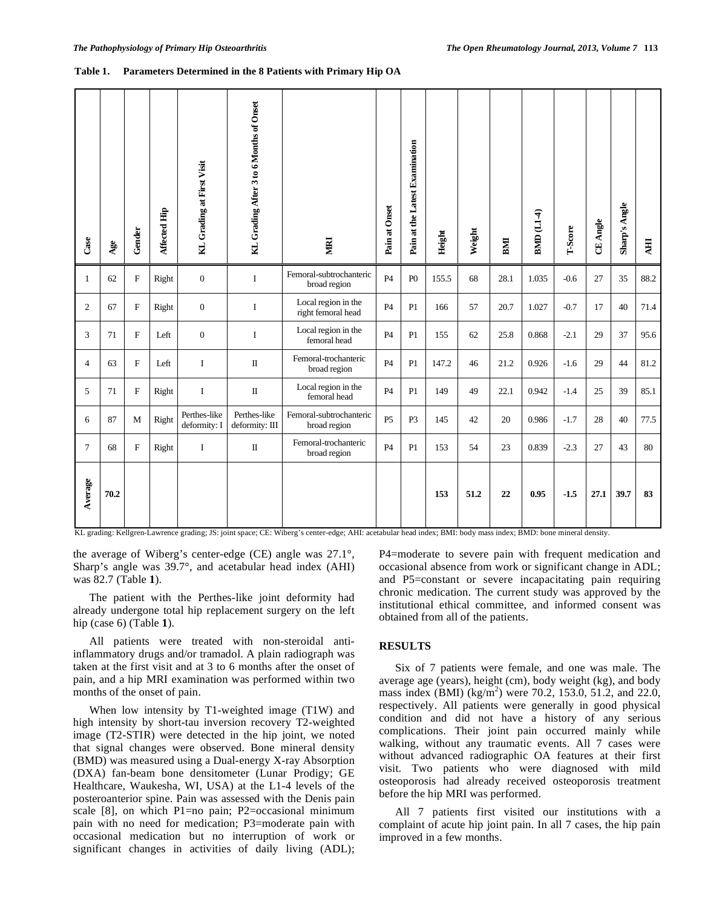**Table 1. Parameters Determined in the 8 Patients with Primary Hip OA**

| Case | Age | Gender | Affected Hip | KL Grading at First Visit | KL Grading After 3 to 6 Months of Onset | MRI | Pain at Onset | Pain at the Latest Examination | Height | Weight | BMI | BMD (L1-4) | T-Score | CE Angle | Sharp's Angle | AHI |
|---|---|---|---|---|---|---|---|---|---|---|---|---|---|---|---|---|
| 1 | 62 | F | Right | 0 | I | Femoral-subtrochanteric broad region | P4 | P0 | 155.5 | 68 | 28.1 | 1.035 | -0.6 | 27 | 35 | 88.2 |
| 2 | 67 | F | Right | 0 | I | Local region in the right femoral head | P4 | P1 | 166 | 57 | 20.7 | 1.027 | -0.7 | 17 | 40 | 71.4 |
| 3 | 71 | F | Left | 0 | I | Local region in the femoral head | P4 | P1 | 155 | 62 | 25.8 | 0.868 | -2.1 | 29 | 37 | 95.6 |
| 4 | 63 | F | Left | I | II | Femoral-trochanteric broad region | P4 | P1 | 147.2 | 46 | 21.2 | 0.926 | -1.6 | 29 | 44 | 81.2 |
| 5 | 71 | F | Right | I | II | Local region in the femoral head | P4 | P1 | 149 | 49 | 22.1 | 0.942 | -1.4 | 25 | 39 | 85.1 |
| 6 | 87 | M | Right | Perthes-like deformity: I | Perthes-like deformity: III | Femoral-subtrochanteric broad region | P5 | P3 | 145 | 42 | 20 | 0.986 | -1.7 | 28 | 40 | 77.5 |
| 7 | 68 | F | Right | I | II | Femoral-trochanteric broad region | P4 | P1 | 153 | 54 | 23 | 0.839 | -2.3 | 27 | 43 | 80 |
| **Average** | **70.2** | | | | | | | | **153** | **51.2** | **22** | **0.95** | **-1.5** | **27.1** | **39.7** | **83** |

KL grading: Kellgren-Lawrence grading; JS: joint space; CE: Wiberg's center-edge; AHI: acetabular head index; BMI: body mass index; BMD: bone mineral density.

the average of Wiberg's center-edge (CE) angle was 27.1°, Sharp's angle was 39.7°, and acetabular head index (AHI) was 82.7 (Table **1**).

The patient with the Perthes-like joint deformity had already undergone total hip replacement surgery on the left hip (case 6) (Table **1**).

All patients were treated with non-steroidal anti-inflammatory drugs and/or tramadol. A plain radiograph was taken at the first visit and at 3 to 6 months after the onset of pain, and a hip MRI examination was performed within two months of the onset of pain.

When low intensity by T1-weighted image (T1W) and high intensity by short-tau inversion recovery T2-weighted image (T2-STIR) were detected in the hip joint, we noted that signal changes were observed. Bone mineral density (BMD) was measured using a Dual-energy X-ray Absorption (DXA) fan-beam bone densitometer (Lunar Prodigy; GE Healthcare, Waukesha, WI, USA) at the L1-4 levels of the posteroanterior spine. Pain was assessed with the Denis pain scale [8], on which P1=no pain; P2=occasional minimum pain with no need for medication; P3=moderate pain with occasional medication but no interruption of work or significant changes in activities of daily living (ADL); P4=moderate to severe pain with frequent medication and occasional absence from work or significant change in ADL; and P5=constant or severe incapacitating pain requiring chronic medication. The current study was approved by the institutional ethical committee, and informed consent was obtained from all of the patients.

## RESULTS

Six of 7 patients were female, and one was male. The average age (years), height (cm), body weight (kg), and body mass index (BMI) ($kg/m^2$) were 70.2, 153.0, 51.2, and 22.0, respectively. All patients were generally in good physical condition and did not have a history of any serious complications. Their joint pain occurred mainly while walking, without any traumatic events. All 7 cases were without advanced radiographic OA features at their first visit. Two patients who were diagnosed with mild osteoporosis had already received osteoporosis treatment before the hip MRI was performed.

All 7 patients first visited our institutions with a complaint of acute hip joint pain. In all 7 cases, the hip pain improved in a few months.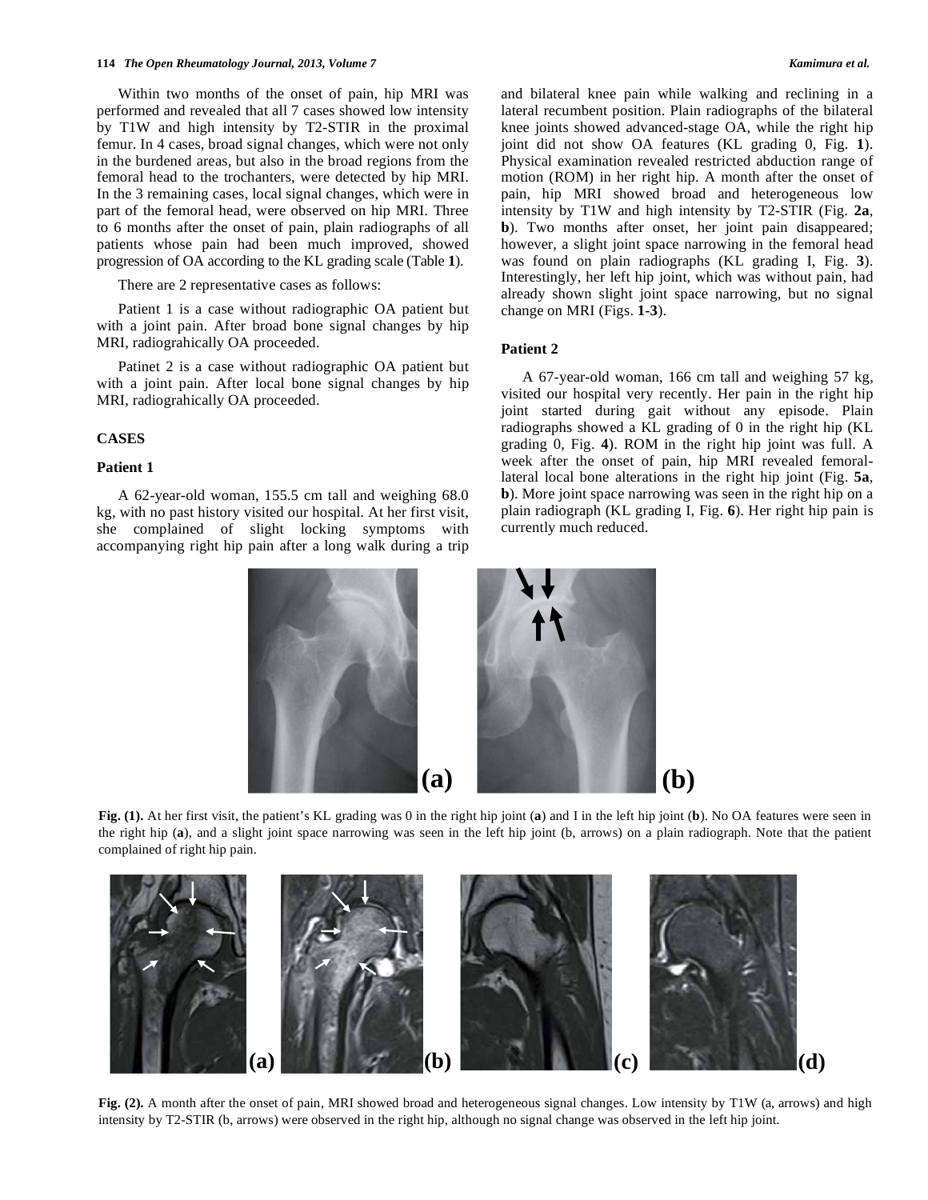Within two months of the onset of pain, hip MRI was performed and revealed that all 7 cases showed low intensity by T1W and high intensity by T2-STIR in the proximal femur. In 4 cases, broad signal changes, which were not only in the burdened areas, but also in the broad regions from the femoral head to the trochanters, were detected by hip MRI. In the 3 remaining cases, local signal changes, which were in part of the femoral head, were observed on hip MRI. Three to 6 months after the onset of pain, plain radiographs of all patients whose pain had been much improved, showed progression of OA according to the KL grading scale (Table **1**).

There are 2 representative cases as follows:

Patient 1 is a case without radiographic OA patient but with a joint pain. After broad bone signal changes by hip MRI, radiograhically OA proceeded.

Patinet 2 is a case without radiographic OA patient but with a joint pain. After local bone signal changes by hip MRI, radiograhically OA proceeded.

## CASES

### Patient 1

A 62-year-old woman, 155.5 cm tall and weighing 68.0 kg, with no past history visited our hospital. At her first visit, she complained of slight locking symptoms with accompanying right hip pain after a long walk during a trip and bilateral knee pain while walking and reclining in a lateral recumbent position. Plain radiographs of the bilateral knee joints showed advanced-stage OA, while the right hip joint did not show OA features (KL grading 0, Fig. **1**). Physical examination revealed restricted abduction range of motion (ROM) in her right hip. A month after the onset of pain, hip MRI showed broad and heterogeneous low intensity by T1W and high intensity by T2-STIR (Fig. **2a**, **b**). Two months after onset, her joint pain disappeared; however, a slight joint space narrowing in the femoral head was found on plain radiographs (KL grading I, Fig. **3**). Interestingly, her left hip joint, which was without pain, had already shown slight joint space narrowing, but no signal change on MRI (Figs. **1-3**).

### Patient 2

A 67-year-old woman, 166 cm tall and weighing 57 kg, visited our hospital very recently. Her pain in the right hip joint started during gait without any episode. Plain radiographs showed a KL grading of 0 in the right hip (KL grading 0, Fig. **4**). ROM in the right hip joint was full. A week after the onset of pain, hip MRI revealed femoral-lateral local bone alterations in the right hip joint (Fig. **5a**, **b**). More joint space narrowing was seen in the right hip on a plain radiograph (KL grading I, Fig. **6**). Her right hip pain is currently much reduced.

**Fig. (1).** At her first visit, the patient's KL grading was 0 in the right hip joint (**a**) and I in the left hip joint (**b**). No OA features were seen in the right hip (**a**), and a slight joint space narrowing was seen in the left hip joint (b, arrows) on a plain radiograph. Note that the patient complained of right hip pain.

**Fig. (2).** A month after the onset of pain, MRI showed broad and heterogeneous signal changes. Low intensity by T1W (a, arrows) and high intensity by T2-STIR (b, arrows) were observed in the right hip, although no signal change was observed in the left hip joint.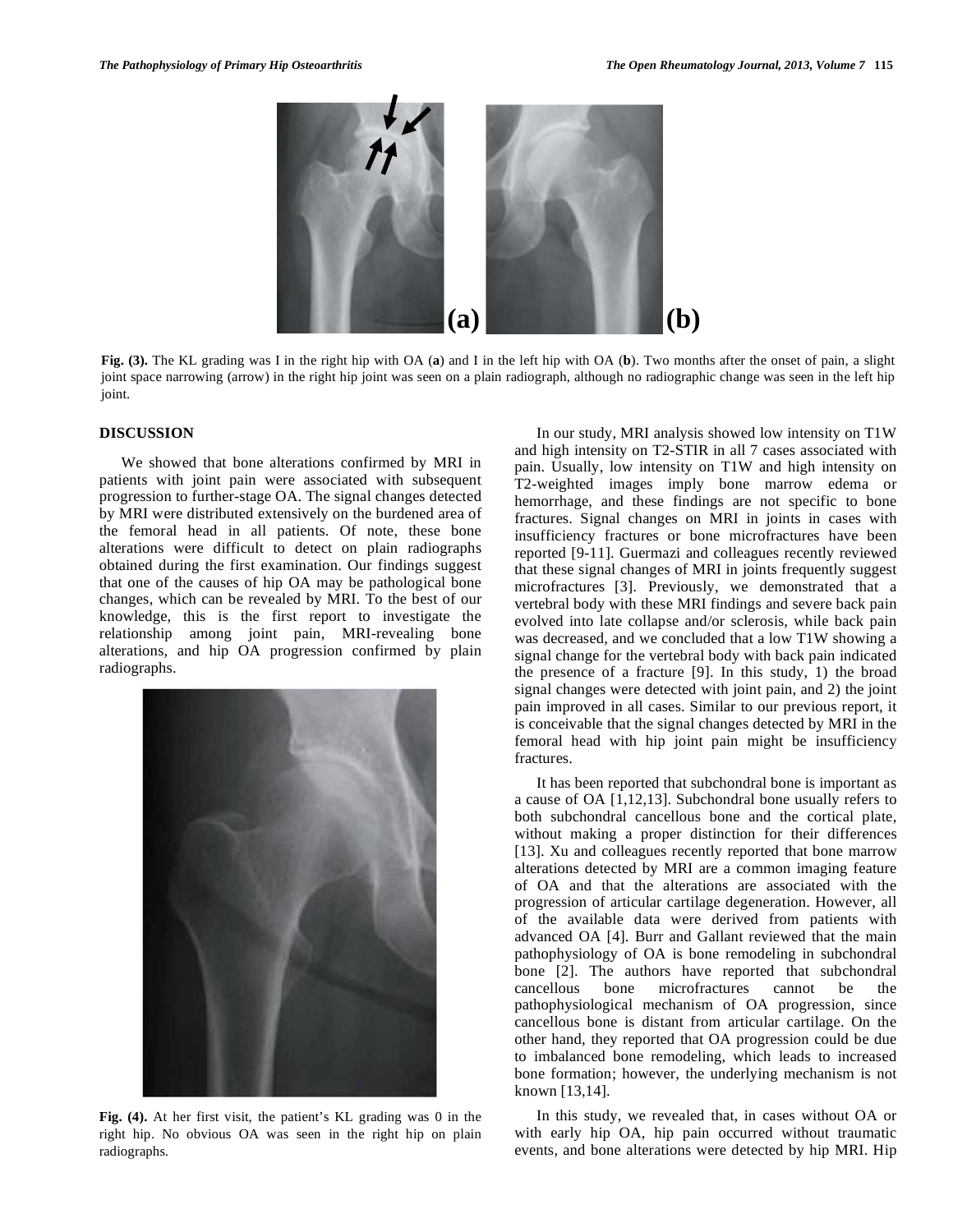**Fig. (3).** The KL grading was I in the right hip with OA (**a**) and I in the left hip with OA (**b**). Two months after the onset of pain, a slight joint space narrowing (arrow) in the right hip joint was seen on a plain radiograph, although no radiographic change was seen in the left hip joint.

## DISCUSSION

We showed that bone alterations confirmed by MRI in patients with joint pain were associated with subsequent progression to further-stage OA. The signal changes detected by MRI were distributed extensively on the burdened area of the femoral head in all patients. Of note, these bone alterations were difficult to detect on plain radiographs obtained during the first examination. Our findings suggest that one of the causes of hip OA may be pathological bone changes, which can be revealed by MRI. To the best of our knowledge, this is the first report to investigate the relationship among joint pain, MRI-revealing bone alterations, and hip OA progression confirmed by plain radiographs.

**Fig. (4).** At her first visit, the patient's KL grading was 0 in the right hip. No obvious OA was seen in the right hip on plain radiographs.

In our study, MRI analysis showed low intensity on T1W and high intensity on T2-STIR in all 7 cases associated with pain. Usually, low intensity on T1W and high intensity on T2-weighted images imply bone marrow edema or hemorrhage, and these findings are not specific to bone fractures. Signal changes on MRI in joints in cases with insufficiency fractures or bone microfractures have been reported [9-11]. Guermazi and colleagues recently reviewed that these signal changes of MRI in joints frequently suggest microfractures [3]. Previously, we demonstrated that a vertebral body with these MRI findings and severe back pain evolved into late collapse and/or sclerosis, while back pain was decreased, and we concluded that a low T1W showing a signal change for the vertebral body with back pain indicated the presence of a fracture [9]. In this study, 1) the broad signal changes were detected with joint pain, and 2) the joint pain improved in all cases. Similar to our previous report, it is conceivable that the signal changes detected by MRI in the femoral head with hip joint pain might be insufficiency fractures.

It has been reported that subchondral bone is important as a cause of OA [1,12,13]. Subchondral bone usually refers to both subchondral cancellous bone and the cortical plate, without making a proper distinction for their differences [13]. Xu and colleagues recently reported that bone marrow alterations detected by MRI are a common imaging feature of OA and that the alterations are associated with the progression of articular cartilage degeneration. However, all of the available data were derived from patients with advanced OA [4]. Burr and Gallant reviewed that the main pathophysiology of OA is bone remodeling in subchondral bone [2]. The authors have reported that subchondral cancellous bone microfractures cannot be the pathophysiological mechanism of OA progression, since cancellous bone is distant from articular cartilage. On the other hand, they reported that OA progression could be due to imbalanced bone remodeling, which leads to increased bone formation; however, the underlying mechanism is not known [13,14].

In this study, we revealed that, in cases without OA or with early hip OA, hip pain occurred without traumatic events, and bone alterations were detected by hip MRI. Hip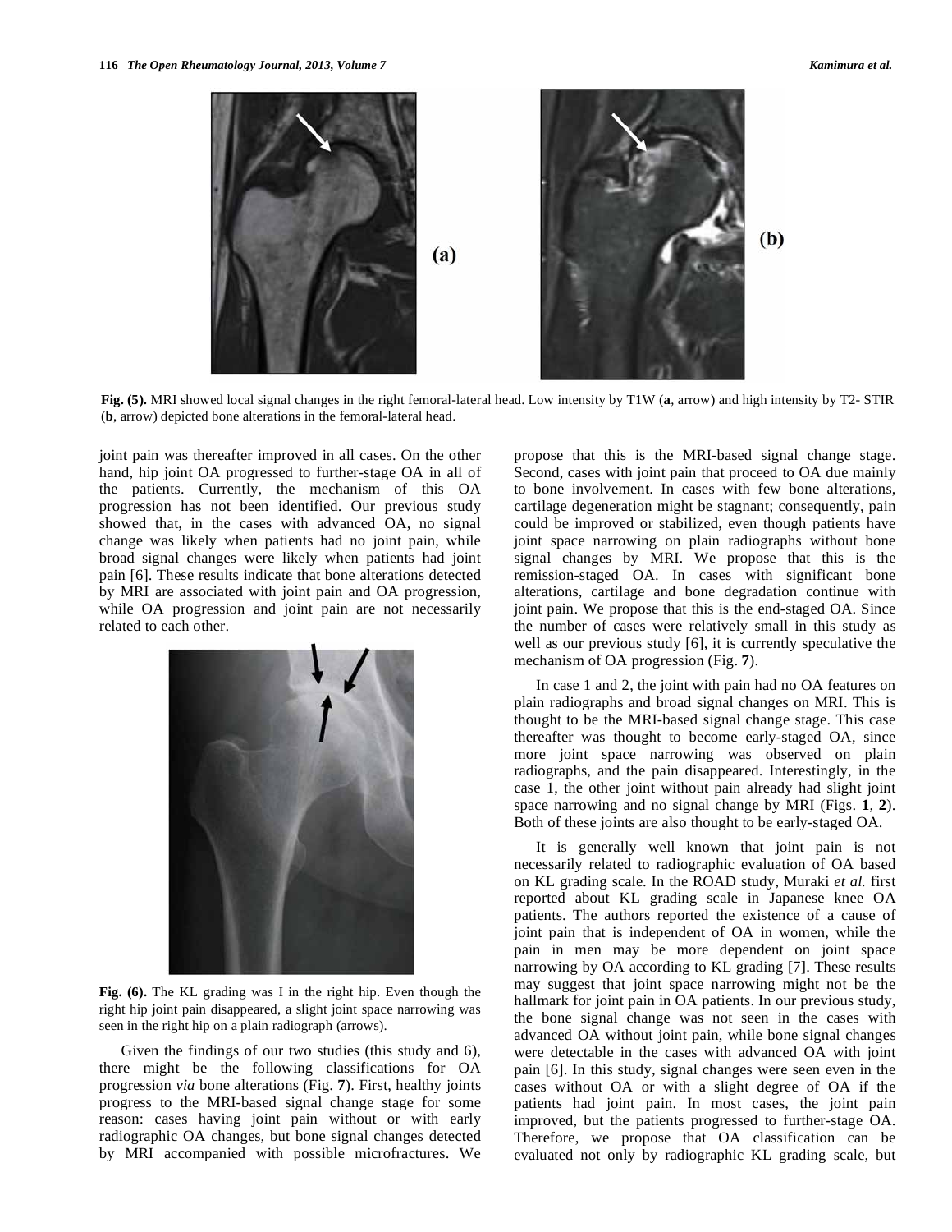Fig. (5). MRI showed local signal changes in the right femoral-lateral head. Low intensity by T1W (**a**, arrow) and high intensity by T2- STIR (**b**, arrow) depicted bone alterations in the femoral-lateral head.

joint pain was thereafter improved in all cases. On the other hand, hip joint OA progressed to further-stage OA in all of the patients. Currently, the mechanism of this OA progression has not been identified. Our previous study showed that, in the cases with advanced OA, no signal change was likely when patients had no joint pain, while broad signal changes were likely when patients had joint pain [6]. These results indicate that bone alterations detected by MRI are associated with joint pain and OA progression, while OA progression and joint pain are not necessarily related to each other.

Fig. (6). The KL grading was I in the right hip. Even though the right hip joint pain disappeared, a slight joint space narrowing was seen in the right hip on a plain radiograph (arrows).

Given the findings of our two studies (this study and 6), there might be the following classifications for OA progression *via* bone alterations (Fig. **7**). First, healthy joints progress to the MRI-based signal change stage for some reason: cases having joint pain without or with early radiographic OA changes, but bone signal changes detected by MRI accompanied with possible microfractures. We propose that this is the MRI-based signal change stage. Second, cases with joint pain that proceed to OA due mainly to bone involvement. In cases with few bone alterations, cartilage degeneration might be stagnant; consequently, pain could be improved or stabilized, even though patients have joint space narrowing on plain radiographs without bone signal changes by MRI. We propose that this is the remission-staged OA. In cases with significant bone alterations, cartilage and bone degradation continue with joint pain. We propose that this is the end-staged OA. Since the number of cases were relatively small in this study as well as our previous study [6], it is currently speculative the mechanism of OA progression (Fig. **7**).

In case 1 and 2, the joint with pain had no OA features on plain radiographs and broad signal changes on MRI. This is thought to be the MRI-based signal change stage. This case thereafter was thought to become early-staged OA, since more joint space narrowing was observed on plain radiographs, and the pain disappeared. Interestingly, in the case 1, the other joint without pain already had slight joint space narrowing and no signal change by MRI (Figs. **1**, **2**). Both of these joints are also thought to be early-staged OA.

It is generally well known that joint pain is not necessarily related to radiographic evaluation of OA based on KL grading scale. In the ROAD study, Muraki *et al.* first reported about KL grading scale in Japanese knee OA patients. The authors reported the existence of a cause of joint pain that is independent of OA in women, while the pain in men may be more dependent on joint space narrowing by OA according to KL grading [7]. These results may suggest that joint space narrowing might not be the hallmark for joint pain in OA patients. In our previous study, the bone signal change was not seen in the cases with advanced OA without joint pain, while bone signal changes were detectable in the cases with advanced OA with joint pain [6]. In this study, signal changes were seen even in the cases without OA or with a slight degree of OA if the patients had joint pain. In most cases, the joint pain improved, but the patients progressed to further-stage OA. Therefore, we propose that OA classification can be evaluated not only by radiographic KL grading scale, but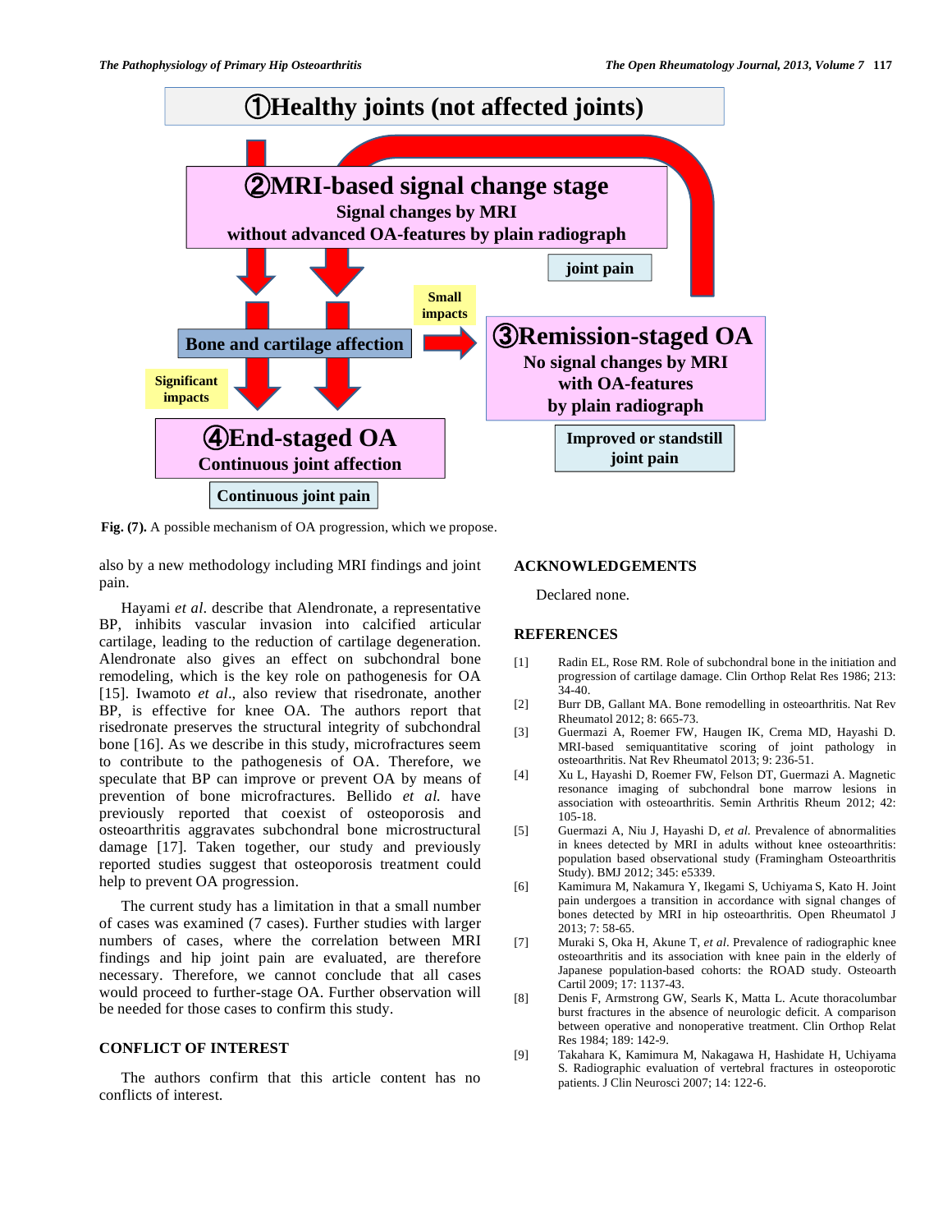①Healthy joints (not affected joints)

②MRI-based signal change stage
Signal changes by MRI
without advanced OA-features by plain radiograph

joint pain

Bone and cartilage affection

Small impacts

Significant impacts

③Remission-staged OA
No signal changes by MRI
with OA-features
by plain radiograph

Improved or standstill joint pain

④End-staged OA
Continuous joint affection

Continuous joint pain

**Fig. (7).** A possible mechanism of OA progression, which we propose.

also by a new methodology including MRI findings and joint pain.

Hayami *et al*. describe that Alendronate, a representative BP, inhibits vascular invasion into calcified articular cartilage, leading to the reduction of cartilage degeneration. Alendronate also gives an effect on subchondral bone remodeling, which is the key role on pathogenesis for OA [15]. Iwamoto *et al*., also review that risedronate, another BP, is effective for knee OA. The authors report that risedronate preserves the structural integrity of subchondral bone [16]. As we describe in this study, microfractures seem to contribute to the pathogenesis of OA. Therefore, we speculate that BP can improve or prevent OA by means of prevention of bone microfractures. Bellido *et al.* have previously reported that coexist of osteoporosis and osteoarthritis aggravates subchondral bone microstructural damage [17]. Taken together, our study and previously reported studies suggest that osteoporosis treatment could help to prevent OA progression.

The current study has a limitation in that a small number of cases was examined (7 cases). Further studies with larger numbers of cases, where the correlation between MRI findings and hip joint pain are evaluated, are therefore necessary. Therefore, we cannot conclude that all cases would proceed to further-stage OA. Further observation will be needed for those cases to confirm this study.

## CONFLICT OF INTEREST

The authors confirm that this article content has no conflicts of interest.

## ACKNOWLEDGEMENTS

Declared none.

## REFERENCES

[1] Radin EL, Rose RM. Role of subchondral bone in the initiation and progression of cartilage damage. Clin Orthop Relat Res 1986; 213: 34-40.

[2] Burr DB, Gallant MA. Bone remodelling in osteoarthritis. Nat Rev Rheumatol 2012; 8: 665-73.

[3] Guermazi A, Roemer FW, Haugen IK, Crema MD, Hayashi D. MRI-based semiquantitative scoring of joint pathology in osteoarthritis. Nat Rev Rheumatol 2013; 9: 236-51.

[4] Xu L, Hayashi D, Roemer FW, Felson DT, Guermazi A. Magnetic resonance imaging of subchondral bone marrow lesions in association with osteoarthritis. Semin Arthritis Rheum 2012; 42: 105-18.

[5] Guermazi A, Niu J, Hayashi D, *et al.* Prevalence of abnormalities in knees detected by MRI in adults without knee osteoarthritis: population based observational study (Framingham Osteoarthritis Study). BMJ 2012; 345: e5339.

[6] Kamimura M, Nakamura Y, Ikegami S, Uchiyama S, Kato H. Joint pain undergoes a transition in accordance with signal changes of bones detected by MRI in hip osteoarthritis. Open Rheumatol J 2013; 7: 58-65.

[7] Muraki S, Oka H, Akune T, *et al*. Prevalence of radiographic knee osteoarthritis and its association with knee pain in the elderly of Japanese population-based cohorts: the ROAD study. Osteoarth Cartil 2009; 17: 1137-43.

[8] Denis F, Armstrong GW, Searls K, Matta L. Acute thoracolumbar burst fractures in the absence of neurologic deficit. A comparison between operative and nonoperative treatment. Clin Orthop Relat Res 1984; 189: 142-9.

[9] Takahara K, Kamimura M, Nakagawa H, Hashidate H, Uchiyama S. Radiographic evaluation of vertebral fractures in osteoporotic patients. J Clin Neurosci 2007; 14: 122-6.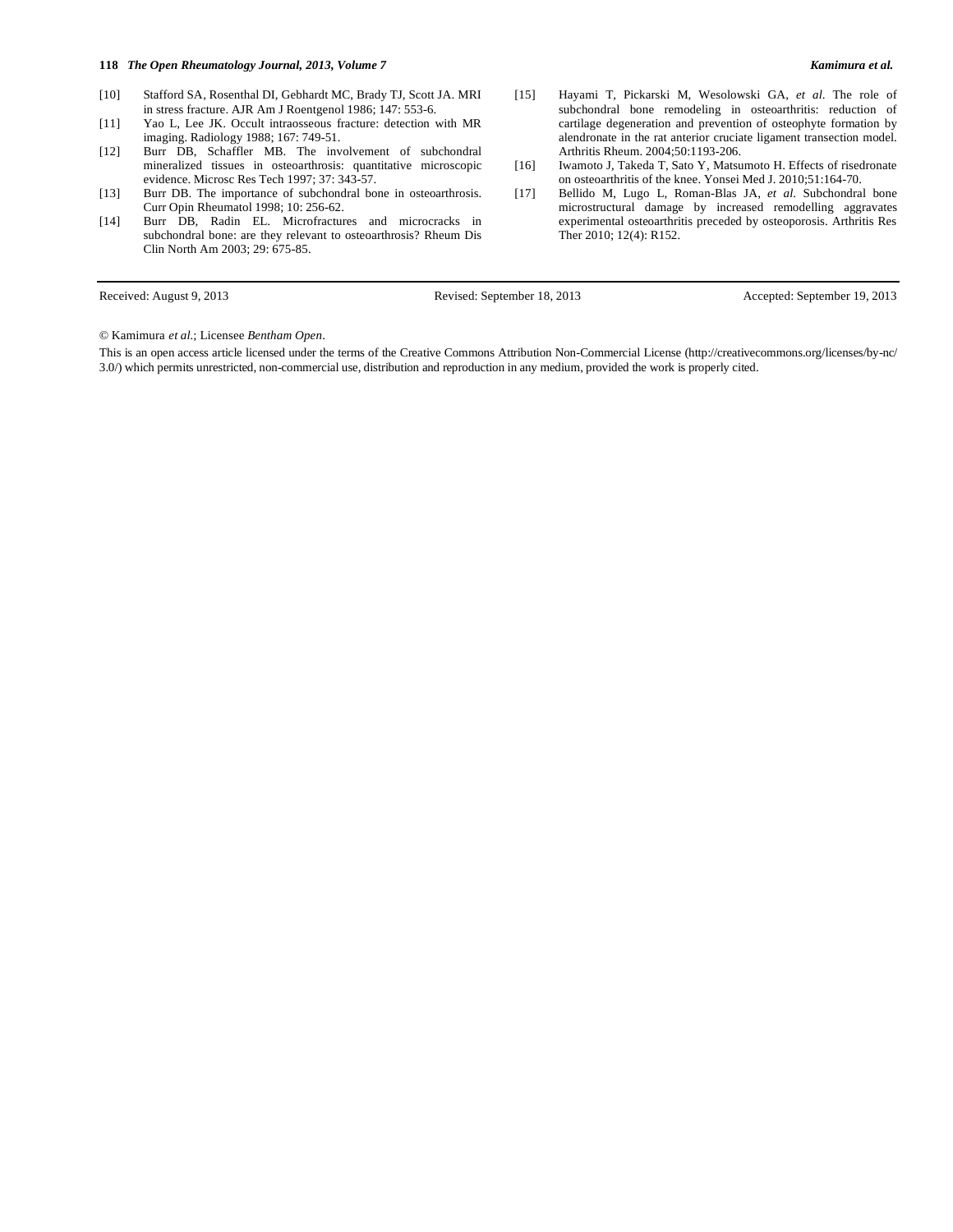[10] Stafford SA, Rosenthal DI, Gebhardt MC, Brady TJ, Scott JA. MRI in stress fracture. AJR Am J Roentgenol 1986; 147: 553-6.

[11] Yao L, Lee JK. Occult intraosseous fracture: detection with MR imaging. Radiology 1988; 167: 749-51.

[12] Burr DB, Schaffler MB. The involvement of subchondral mineralized tissues in osteoarthrosis: quantitative microscopic evidence. Microsc Res Tech 1997; 37: 343-57.

[13] Burr DB. The importance of subchondral bone in osteoarthrosis. Curr Opin Rheumatol 1998; 10: 256-62.

[14] Burr DB, Radin EL. Microfractures and microcracks in subchondral bone: are they relevant to osteoarthrosis? Rheum Dis Clin North Am 2003; 29: 675-85.

[15] Hayami T, Pickarski M, Wesolowski GA, *et al.* The role of subchondral bone remodeling in osteoarthritis: reduction of cartilage degeneration and prevention of osteophyte formation by alendronate in the rat anterior cruciate ligament transection model. Arthritis Rheum. 2004;50:1193-206.

[16] Iwamoto J, Takeda T, Sato Y, Matsumoto H. Effects of risedronate on osteoarthritis of the knee. Yonsei Med J. 2010;51:164-70.

[17] Bellido M, Lugo L, Roman-Blas JA, *et al.* Subchondral bone microstructural damage by increased remodelling aggravates experimental osteoarthritis preceded by osteoporosis. Arthritis Res Ther 2010; 12(4): R152.

---

Received: August 9, 2013 Revised: September 18, 2013 Accepted: September 19, 2013

© Kamimura *et al.*; Licensee *Bentham Open*.

This is an open access article licensed under the terms of the Creative Commons Attribution Non-Commercial License (http://creativecommons.org/licenses/by-nc/3.0/) which permits unrestricted, non-commercial use, distribution and reproduction in any medium, provided the work is properly cited.